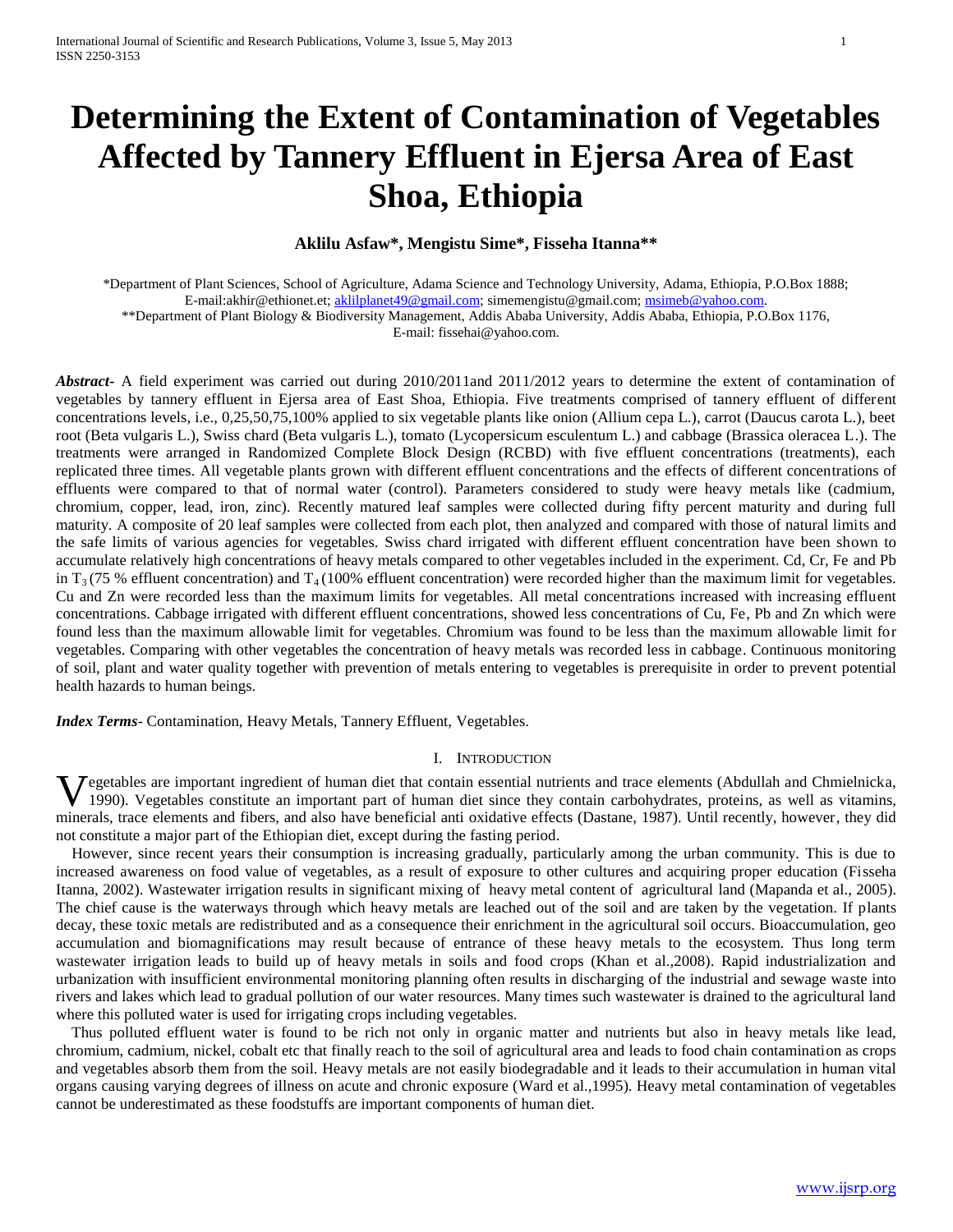# Determining the Extent of Contamination of Vegetables Affected by Tannery Effluent in Ejersa Area of East Shoa, Ethiopia

**Aklilu Asfaw\*, Mengistu Sime\*, Fisseha Itanna\*\***

\*Department of Plant Sciences, School of Agriculture, Adama Science and Technology University, Adama, Ethiopia, P.O.Box 1888; E-mail:akhir@ethionet.et; aklilplanet49@gmail.com; simemengistu@gmail.com; msimeb@yahoo.com.
\*\*Department of Plant Biology & Biodiversity Management, Addis Ababa University, Addis Ababa, Ethiopia, P.O.Box 1176, E-mail: fissehai@yahoo.com.

***Abstract-*** A field experiment was carried out during 2010/2011and 2011/2012 years to determine the extent of contamination of vegetables by tannery effluent in Ejersa area of East Shoa, Ethiopia. Five treatments comprised of tannery effluent of different concentrations levels, i.e., 0,25,50,75,100% applied to six vegetable plants like onion (Allium cepa L.), carrot (Daucus carota L.), beet root (Beta vulgaris L.), Swiss chard (Beta vulgaris L.), tomato (Lycopersicum esculentum L.) and cabbage (Brassica oleracea L.). The treatments were arranged in Randomized Complete Block Design (RCBD) with five effluent concentrations (treatments), each replicated three times. All vegetable plants grown with different effluent concentrations and the effects of different concentrations of effluents were compared to that of normal water (control). Parameters considered to study were heavy metals like (cadmium, chromium, copper, lead, iron, zinc). Recently matured leaf samples were collected during fifty percent maturity and during full maturity. A composite of 20 leaf samples were collected from each plot, then analyzed and compared with those of natural limits and the safe limits of various agencies for vegetables. Swiss chard irrigated with different effluent concentration have been shown to accumulate relatively high concentrations of heavy metals compared to other vegetables included in the experiment. Cd, Cr, Fe and Pb in $T_3$ (75 % effluent concentration) and $T_4$ (100% effluent concentration) were recorded higher than the maximum limit for vegetables. Cu and Zn were recorded less than the maximum limits for vegetables. All metal concentrations increased with increasing effluent concentrations. Cabbage irrigated with different effluent concentrations, showed less concentrations of Cu, Fe, Pb and Zn which were found less than the maximum allowable limit for vegetables. Chromium was found to be less than the maximum allowable limit for vegetables. Comparing with other vegetables the concentration of heavy metals was recorded less in cabbage. Continuous monitoring of soil, plant and water quality together with prevention of metals entering to vegetables is prerequisite in order to prevent potential health hazards to human beings.

***Index Terms***- Contamination, Heavy Metals, Tannery Effluent, Vegetables.

## I. Introduction

Vegetables are important ingredient of human diet that contain essential nutrients and trace elements (Abdullah and Chmielnicka, 1990). Vegetables constitute an important part of human diet since they contain carbohydrates, proteins, as well as vitamins, minerals, trace elements and fibers, and also have beneficial anti oxidative effects (Dastane, 1987). Until recently, however, they did not constitute a major part of the Ethiopian diet, except during the fasting period.

However, since recent years their consumption is increasing gradually, particularly among the urban community. This is due to increased awareness on food value of vegetables, as a result of exposure to other cultures and acquiring proper education (Fisseha Itanna, 2002). Wastewater irrigation results in significant mixing of heavy metal content of agricultural land (Mapanda et al., 2005). The chief cause is the waterways through which heavy metals are leached out of the soil and are taken by the vegetation. If plants decay, these toxic metals are redistributed and as a consequence their enrichment in the agricultural soil occurs. Bioaccumulation, geo accumulation and biomagnifications may result because of entrance of these heavy metals to the ecosystem. Thus long term wastewater irrigation leads to build up of heavy metals in soils and food crops (Khan et al.,2008). Rapid industrialization and urbanization with insufficient environmental monitoring planning often results in discharging of the industrial and sewage waste into rivers and lakes which lead to gradual pollution of our water resources. Many times such wastewater is drained to the agricultural land where this polluted water is used for irrigating crops including vegetables.

Thus polluted effluent water is found to be rich not only in organic matter and nutrients but also in heavy metals like lead, chromium, cadmium, nickel, cobalt etc that finally reach to the soil of agricultural area and leads to food chain contamination as crops and vegetables absorb them from the soil. Heavy metals are not easily biodegradable and it leads to their accumulation in human vital organs causing varying degrees of illness on acute and chronic exposure (Ward et al.,1995). Heavy metal contamination of vegetables cannot be underestimated as these foodstuffs are important components of human diet.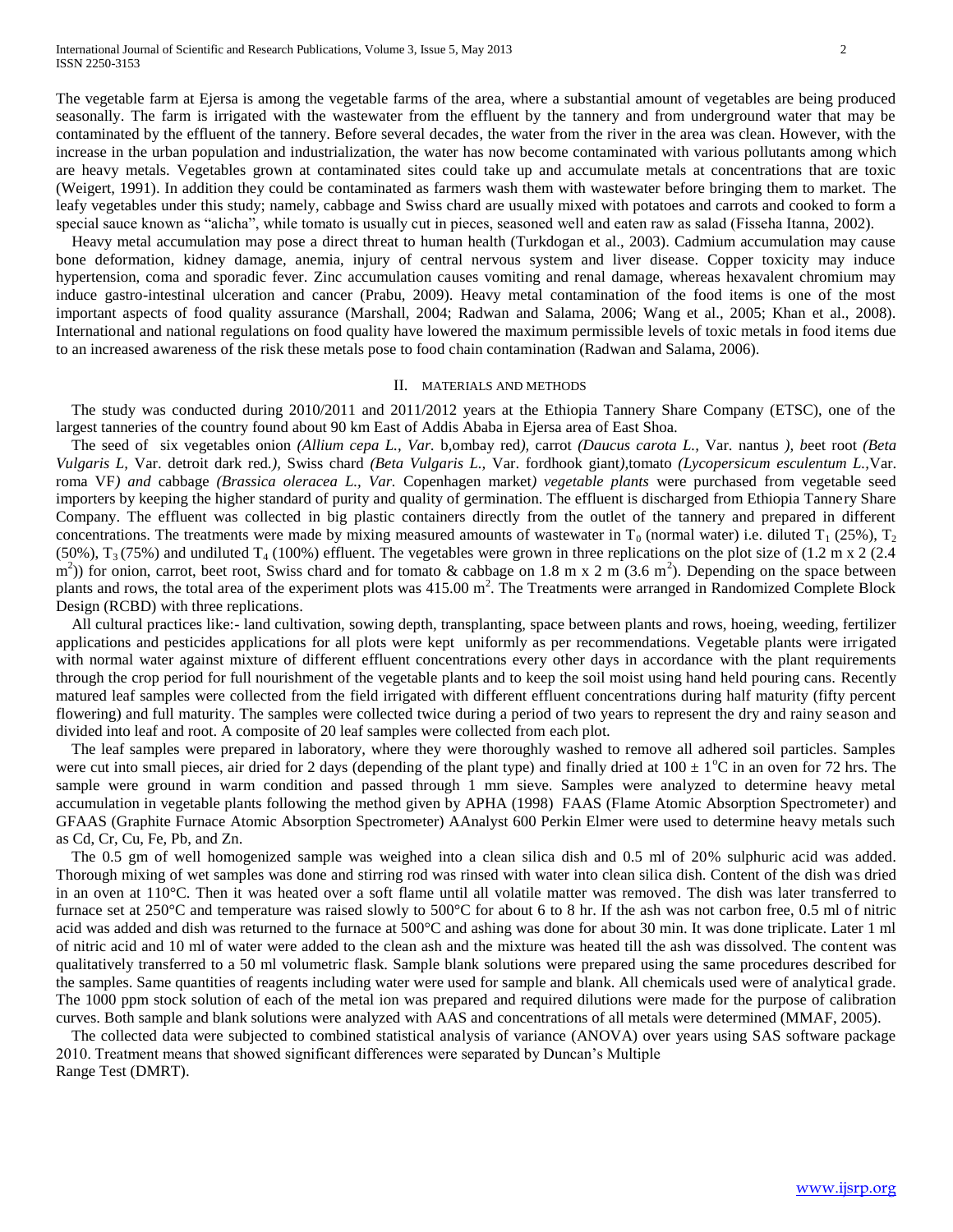The vegetable farm at Ejersa is among the vegetable farms of the area, where a substantial amount of vegetables are being produced seasonally. The farm is irrigated with the wastewater from the effluent by the tannery and from underground water that may be contaminated by the effluent of the tannery. Before several decades, the water from the river in the area was clean. However, with the increase in the urban population and industrialization, the water has now become contaminated with various pollutants among which are heavy metals. Vegetables grown at contaminated sites could take up and accumulate metals at concentrations that are toxic (Weigert, 1991). In addition they could be contaminated as farmers wash them with wastewater before bringing them to market. The leafy vegetables under this study; namely, cabbage and Swiss chard are usually mixed with potatoes and carrots and cooked to form a special sauce known as "alicha", while tomato is usually cut in pieces, seasoned well and eaten raw as salad (Fisseha Itanna, 2002).

Heavy metal accumulation may pose a direct threat to human health (Turkdogan et al., 2003). Cadmium accumulation may cause bone deformation, kidney damage, anemia, injury of central nervous system and liver disease. Copper toxicity may induce hypertension, coma and sporadic fever. Zinc accumulation causes vomiting and renal damage, whereas hexavalent chromium may induce gastro-intestinal ulceration and cancer (Prabu, 2009). Heavy metal contamination of the food items is one of the most important aspects of food quality assurance (Marshall, 2004; Radwan and Salama, 2006; Wang et al., 2005; Khan et al., 2008). International and national regulations on food quality have lowered the maximum permissible levels of toxic metals in food items due to an increased awareness of the risk these metals pose to food chain contamination (Radwan and Salama, 2006).

## II. MATERIALS AND METHODS

The study was conducted during 2010/2011 and 2011/2012 years at the Ethiopia Tannery Share Company (ETSC), one of the largest tanneries of the country found about 90 km East of Addis Ababa in Ejersa area of East Shoa.

The seed of six vegetables onion *(Allium cepa L., Var.* b,ombay red*)*, carrot *(Daucus carota L.,* Var. nantus *)*, *b*eet root *(Beta Vulgaris L,* Var. detroit dark red*.)*, Swiss chard *(Beta Vulgaris L.,* Var. fordhook giant*)*,tomato *(Lycopersicum esculentum L.,*Var. roma VF*) and* cabbage *(Brassica oleracea L., Var.* Copenhagen market*) vegetable plants* were purchased from vegetable seed importers by keeping the higher standard of purity and quality of germination. The effluent is discharged from Ethiopia Tannery Share Company. The effluent was collected in big plastic containers directly from the outlet of the tannery and prepared in different concentrations. The treatments were made by mixing measured amounts of wastewater in $T_0$ (normal water) i.e. diluted $T_1$ (25%), $T_2$ (50%), $T_3$ (75%) and undiluted $T_4$ (100%) effluent. The vegetables were grown in three replications on the plot size of (1.2 m x 2 (2.4 $m^2$)) for onion, carrot, beet root, Swiss chard and for tomato & cabbage on 1.8 m x 2 m (3.6 $m^2$). Depending on the space between plants and rows, the total area of the experiment plots was 415.00 $m^2$. The Treatments were arranged in Randomized Complete Block Design (RCBD) with three replications.

All cultural practices like:- land cultivation, sowing depth, transplanting, space between plants and rows, hoeing, weeding, fertilizer applications and pesticides applications for all plots were kept uniformly as per recommendations. Vegetable plants were irrigated with normal water against mixture of different effluent concentrations every other days in accordance with the plant requirements through the crop period for full nourishment of the vegetable plants and to keep the soil moist using hand held pouring cans. Recently matured leaf samples were collected from the field irrigated with different effluent concentrations during half maturity (fifty percent flowering) and full maturity. The samples were collected twice during a period of two years to represent the dry and rainy season and divided into leaf and root. A composite of 20 leaf samples were collected from each plot.

The leaf samples were prepared in laboratory, where they were thoroughly washed to remove all adhered soil particles. Samples were cut into small pieces, air dried for 2 days (depending of the plant type) and finally dried at $100 \pm 1^{o}C$ in an oven for 72 hrs. The sample were ground in warm condition and passed through 1 mm sieve. Samples were analyzed to determine heavy metal accumulation in vegetable plants following the method given by APHA (1998) FAAS (Flame Atomic Absorption Spectrometer) and GFAAS (Graphite Furnace Atomic Absorption Spectrometer) AAnalyst 600 Perkin Elmer were used to determine heavy metals such as Cd, Cr, Cu, Fe, Pb, and Zn.

The 0.5 gm of well homogenized sample was weighed into a clean silica dish and 0.5 ml of 20% sulphuric acid was added. Thorough mixing of wet samples was done and stirring rod was rinsed with water into clean silica dish. Content of the dish was dried in an oven at 110°C. Then it was heated over a soft flame until all volatile matter was removed. The dish was later transferred to furnace set at 250°C and temperature was raised slowly to 500°C for about 6 to 8 hr. If the ash was not carbon free, 0.5 ml of nitric acid was added and dish was returned to the furnace at 500°C and ashing was done for about 30 min. It was done triplicate. Later 1 ml of nitric acid and 10 ml of water were added to the clean ash and the mixture was heated till the ash was dissolved. The content was qualitatively transferred to a 50 ml volumetric flask. Sample blank solutions were prepared using the same procedures described for the samples. Same quantities of reagents including water were used for sample and blank. All chemicals used were of analytical grade. The 1000 ppm stock solution of each of the metal ion was prepared and required dilutions were made for the purpose of calibration curves. Both sample and blank solutions were analyzed with AAS and concentrations of all metals were determined (MMAF, 2005).

The collected data were subjected to combined statistical analysis of variance (ANOVA) over years using SAS software package 2010. Treatment means that showed significant differences were separated by Duncan's Multiple Range Test (DMRT).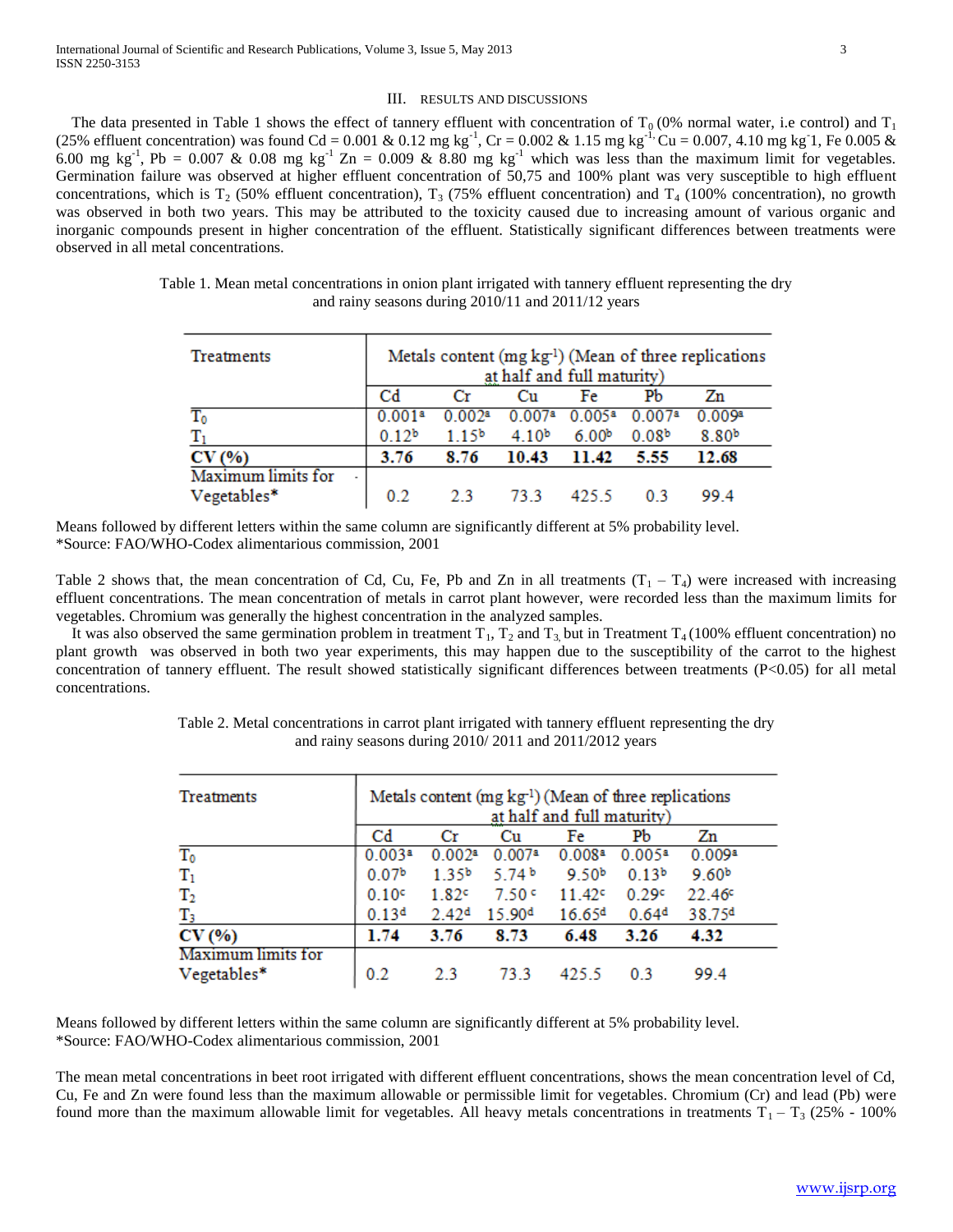## III. RESULTS AND DISCUSSIONS

The data presented in Table 1 shows the effect of tannery effluent with concentration of $T_0$ (0% normal water, i.e control) and $T_1$ (25% effluent concentration) was found Cd = 0.001 & 0.12 mg kg$^{-1}$, Cr = 0.002 & 1.15 mg kg$^{-1,}$ Cu = 0.007, 4.10 mg kg$^{-}$1, Fe 0.005 & 6.00 mg kg$^{-1}$, Pb = 0.007 & 0.08 mg kg$^{-1}$ Zn = 0.009 & 8.80 mg kg$^{-1}$ which was less than the maximum limit for vegetables. Germination failure was observed at higher effluent concentration of 50,75 and 100% plant was very susceptible to high effluent concentrations, which is $T_2$ (50% effluent concentration), $T_3$ (75% effluent concentration) and $T_4$ (100% concentration), no growth was observed in both two years. This may be attributed to the toxicity caused due to increasing amount of various organic and inorganic compounds present in higher concentration of the effluent. Statistically significant differences between treatments were observed in all metal concentrations.

Table 1. Mean metal concentrations in onion plant irrigated with tannery effluent representing the dry and rainy seasons during 2010/11 and 2011/12 years

| Treatments | Metals content (mg kg$^{-1}$) (Mean of three replications at half and full maturity) | | | | | |
|---|---|---|---|---|---|---|
| | Cd | Cr | Cu | Fe | Pb | Zn |
| $T_0$ | 0.001$^a$ | 0.002$^a$ | 0.007$^a$ | 0.005$^a$ | 0.007$^a$ | 0.009$^a$ |
| $T_1$ | 0.12$^b$ | 1.15$^b$ | 4.10$^b$ | 6.00$^b$ | 0.08$^b$ | 8.80$^b$ |
| **CV (%)** | **3.76** | **8.76** | **10.43** | **11.42** | **5.55** | **12.68** |
| Maximum limits for Vegetables* | 0.2 | 2.3 | 73.3 | 425.5 | 0.3 | 99.4 |

Means followed by different letters within the same column are significantly different at 5% probability level.
*Source: FAO/WHO-Codex alimentarious commission, 2001

Table 2 shows that, the mean concentration of Cd, Cu, Fe, Pb and Zn in all treatments ($T_1$ – $T_4$) were increased with increasing effluent concentrations. The mean concentration of metals in carrot plant however, were recorded less than the maximum limits for vegetables. Chromium was generally the highest concentration in the analyzed samples.

It was also observed the same germination problem in treatment $T_1$, $T_2$ and $T_3$, but in Treatment $T_4$ (100% effluent concentration) no plant growth was observed in both two year experiments, this may happen due to the susceptibility of the carrot to the highest concentration of tannery effluent. The result showed statistically significant differences between treatments ($P<0.05$) for all metal concentrations.

Table 2. Metal concentrations in carrot plant irrigated with tannery effluent representing the dry and rainy seasons during 2010/ 2011 and 2011/2012 years

| Treatments | Metals content (mg kg$^{-1}$) (Mean of three replications at half and full maturity) | | | | | |
|---|---|---|---|---|---|---|
| | Cd | Cr | Cu | Fe | Pb | Zn |
| $T_0$ | 0.003$^a$ | 0.002$^a$ | 0.007$^a$ | 0.008$^a$ | 0.005$^a$ | 0.009$^a$ |
| $T_1$ | 0.07$^b$ | 1.35$^b$ | 5.74$^b$ | 9.50$^b$ | 0.13$^b$ | 9.60$^b$ |
| $T_2$ | 0.10$^c$ | 1.82$^c$ | 7.50$^c$ | 11.42$^c$ | 0.29$^c$ | 22.46$^c$ |
| $T_3$ | 0.13$^d$ | 2.42$^d$ | 15.90$^d$ | 16.65$^d$ | 0.64$^d$ | 38.75$^d$ |
| **CV (%)** | **1.74** | **3.76** | **8.73** | **6.48** | **3.26** | **4.32** |
| Maximum limits for Vegetables* | 0.2 | 2.3 | 73.3 | 425.5 | 0.3 | 99.4 |

Means followed by different letters within the same column are significantly different at 5% probability level.
*Source: FAO/WHO-Codex alimentarious commission, 2001

The mean metal concentrations in beet root irrigated with different effluent concentrations, shows the mean concentration level of Cd, Cu, Fe and Zn were found less than the maximum allowable or permissible limit for vegetables. Chromium (Cr) and lead (Pb) were found more than the maximum allowable limit for vegetables. All heavy metals concentrations in treatments $T_1$ – $T_3$ (25% - 100%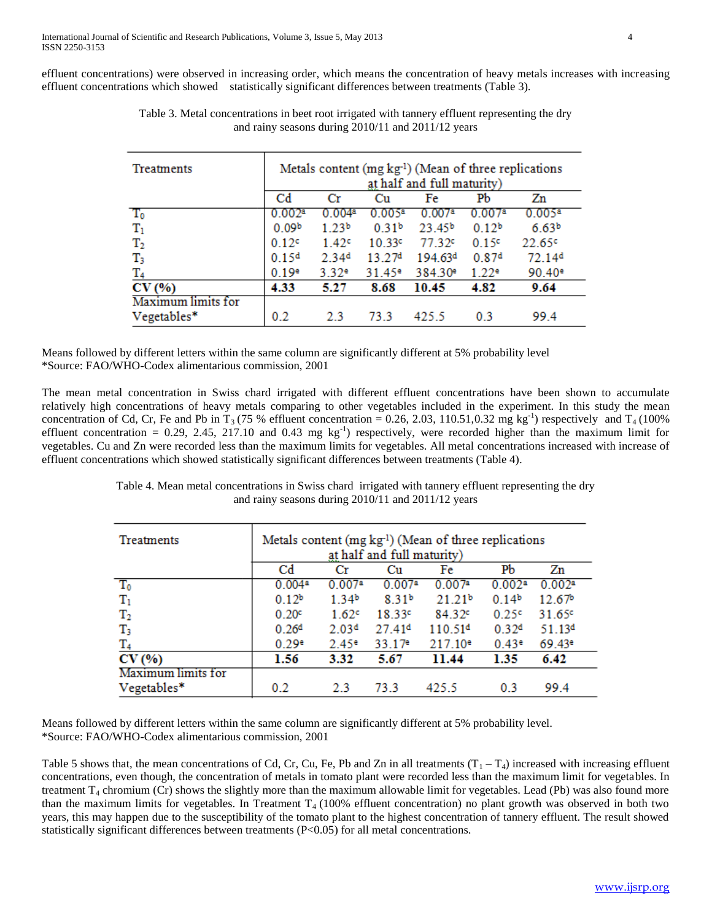effluent concentrations) were observed in increasing order, which means the concentration of heavy metals increases with increasing effluent concentrations which showed statistically significant differences between treatments (Table 3).

Table 3. Metal concentrations in beet root irrigated with tannery effluent representing the dry and rainy seasons during 2010/11 and 2011/12 years

| Treatments | Metals content (mg kg$^{-1}$) (Mean of three replications at half and full maturity) | | | | | |
|---|---|---|---|---|---|---|
| | Cd | Cr | Cu | Fe | Pb | Zn |
| $T_0$ | 0.002$^a$ | 0.004$^a$ | 0.005$^a$ | 0.007$^a$ | 0.007$^a$ | 0.005$^a$ |
| $T_1$ | 0.09$^b$ | 1.23$^b$ | 0.31$^b$ | 23.45$^b$ | 0.12$^b$ | 6.63$^b$ |
| $T_2$ | 0.12$^c$ | 1.42$^c$ | 10.33$^c$ | 77.32$^c$ | 0.15$^c$ | 22.65$^c$ |
| $T_3$ | 0.15$^d$ | 2.34$^d$ | 13.27$^d$ | 194.63$^d$ | 0.87$^d$ | 72.14$^d$ |
| $T_4$ | 0.19$^e$ | 3.32$^e$ | 31.45$^e$ | 384.30$^e$ | 1.22$^e$ | 90.40$^e$ |
| **CV (%)** | **4.33** | **5.27** | **8.68** | **10.45** | **4.82** | **9.64** |
| Maximum limits for Vegetables* | 0.2 | 2.3 | 73.3 | 425.5 | 0.3 | 99.4 |

Means followed by different letters within the same column are significantly different at 5% probability level
*Source: FAO/WHO-Codex alimentarious commission, 2001

The mean metal concentration in Swiss chard irrigated with different effluent concentrations have been shown to accumulate relatively high concentrations of heavy metals comparing to other vegetables included in the experiment. In this study the mean concentration of Cd, Cr, Fe and Pb in $T_3$ (75 % effluent concentration = 0.26, 2.03, 110.51,0.32 mg kg$^{-1}$) respectively and $T_4$ (100% effluent concentration = 0.29, 2.45, 217.10 and 0.43 mg kg$^{-1}$) respectively, were recorded higher than the maximum limit for vegetables. Cu and Zn were recorded less than the maximum limits for vegetables. All metal concentrations increased with increase of effluent concentrations which showed statistically significant differences between treatments (Table 4).

Table 4. Mean metal concentrations in Swiss chard irrigated with tannery effluent representing the dry and rainy seasons during 2010/11 and 2011/12 years

| Treatments | Metals content (mg kg$^{-1}$) (Mean of three replications at half and full maturity) | | | | | |
|---|---|---|---|---|---|---|
| | Cd | Cr | Cu | Fe | Pb | Zn |
| $T_0$ | 0.004$^a$ | 0.007$^a$ | 0.007$^a$ | 0.007$^a$ | 0.002$^a$ | 0.002$^a$ |
| $T_1$ | 0.12$^b$ | 1.34$^b$ | 8.31$^b$ | 21.21$^b$ | 0.14$^b$ | 12.67$^b$ |
| $T_2$ | 0.20$^c$ | 1.62$^c$ | 18.33$^c$ | 84.32$^c$ | 0.25$^c$ | 31.65$^c$ |
| $T_3$ | 0.26$^d$ | 2.03$^d$ | 27.41$^d$ | 110.51$^d$ | 0.32$^d$ | 51.13$^d$ |
| $T_4$ | 0.29$^e$ | 2.45$^e$ | 33.17$^e$ | 217.10$^e$ | 0.43$^e$ | 69.43$^e$ |
| **CV (%)** | **1.56** | **3.32** | **5.67** | **11.44** | **1.35** | **6.42** |
| Maximum limits for Vegetables* | 0.2 | 2.3 | 73.3 | 425.5 | 0.3 | 99.4 |

Means followed by different letters within the same column are significantly different at 5% probability level.
*Source: FAO/WHO-Codex alimentarious commission, 2001

Table 5 shows that, the mean concentrations of Cd, Cr, Cu, Fe, Pb and Zn in all treatments ($T_1 – T_4$) increased with increasing effluent concentrations, even though, the concentration of metals in tomato plant were recorded less than the maximum limit for vegetables. In treatment $T_4$ chromium (Cr) shows the slightly more than the maximum allowable limit for vegetables. Lead (Pb) was also found more than the maximum limits for vegetables. In Treatment $T_4$ (100% effluent concentration) no plant growth was observed in both two years, this may happen due to the susceptibility of the tomato plant to the highest concentration of tannery effluent. The result showed statistically significant differences between treatments ($P<0.05$) for all metal concentrations.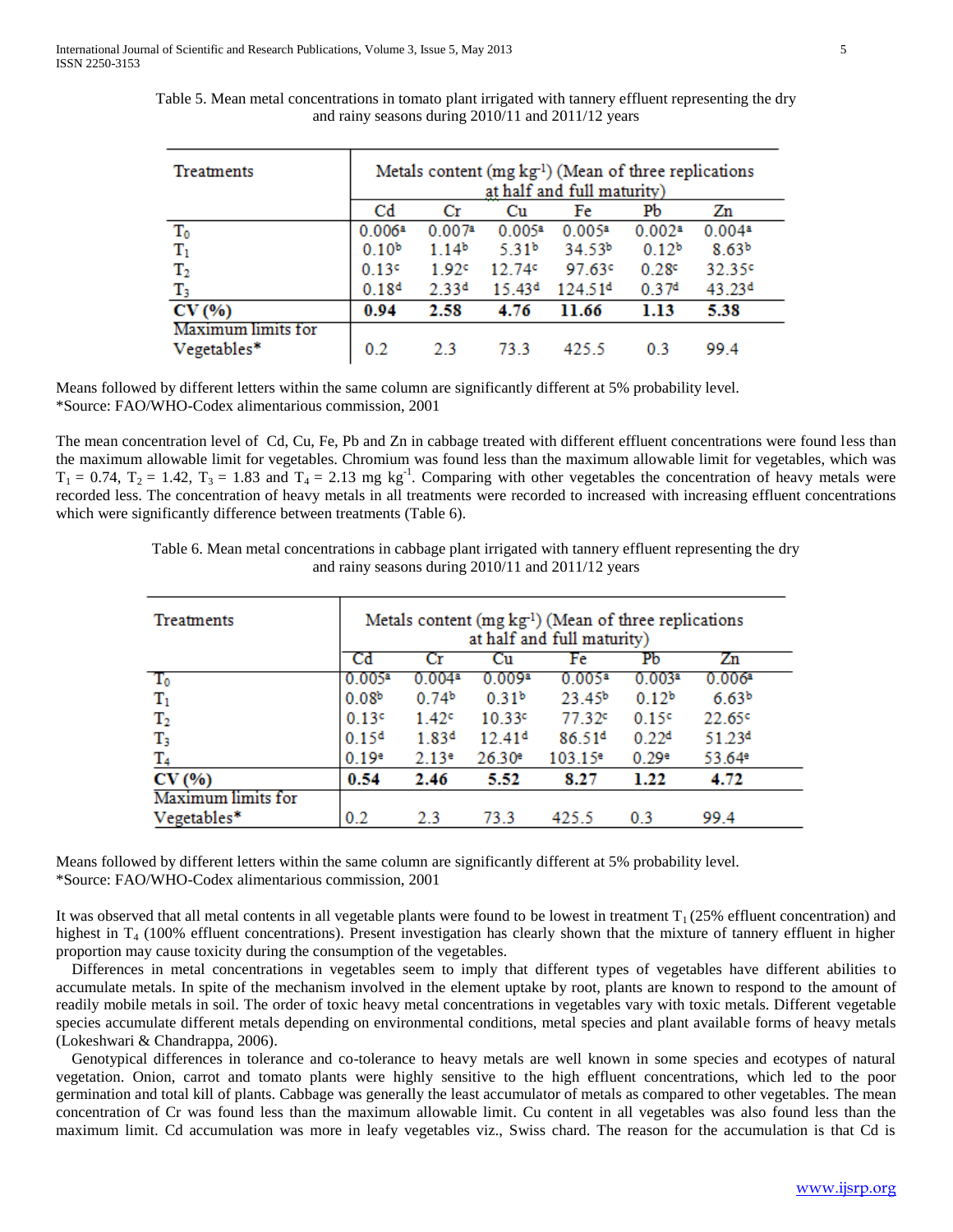Table 5. Mean metal concentrations in tomato plant irrigated with tannery effluent representing the dry and rainy seasons during 2010/11 and 2011/12 years

| Treatments | Metals content (mg kg$^{-1}$) (Mean of three replications at half and full maturity) | | | | | |
|---|---|---|---|---|---|---|
| | Cd | Cr | Cu | Fe | Pb | Zn |
| $T_0$ | 0.006$^a$ | 0.007$^a$ | 0.005$^a$ | 0.005$^a$ | 0.002$^a$ | 0.004$^a$ |
| $T_1$ | 0.10$^b$ | 1.14$^b$ | 5.31$^b$ | 34.53$^b$ | 0.12$^b$ | 8.63$^b$ |
| $T_2$ | 0.13$^c$ | 1.92$^c$ | 12.74$^c$ | 97.63$^c$ | 0.28$^c$ | 32.35$^c$ |
| $T_3$ | 0.18$^d$ | 2.33$^d$ | 15.43$^d$ | 124.51$^d$ | 0.37$^d$ | 43.23$^d$ |
| **CV (%)** | **0.94** | **2.58** | **4.76** | **11.66** | **1.13** | **5.38** |
| Maximum limits for Vegetables* | 0.2 | 2.3 | 73.3 | 425.5 | 0.3 | 99.4 |

Means followed by different letters within the same column are significantly different at 5% probability level.
*Source: FAO/WHO-Codex alimentarious commission, 2001

The mean concentration level of Cd, Cu, Fe, Pb and Zn in cabbage treated with different effluent concentrations were found less than the maximum allowable limit for vegetables. Chromium was found less than the maximum allowable limit for vegetables, which was $T_1$ = 0.74, $T_2$ = 1.42, $T_3$ = 1.83 and $T_4$ = 2.13 mg kg$^{-1}$. Comparing with other vegetables the concentration of heavy metals were recorded less. The concentration of heavy metals in all treatments were recorded to increased with increasing effluent concentrations which were significantly difference between treatments (Table 6).

Table 6. Mean metal concentrations in cabbage plant irrigated with tannery effluent representing the dry and rainy seasons during 2010/11 and 2011/12 years

| Treatments | Metals content (mg kg$^{-1}$) (Mean of three replications at half and full maturity) | | | | | |
|---|---|---|---|---|---|---|
| | Cd | Cr | Cu | Fe | Pb | Zn |
| $T_0$ | 0.005$^a$ | 0.004$^a$ | 0.009$^a$ | 0.005$^a$ | 0.003$^a$ | 0.006$^a$ |
| $T_1$ | 0.08$^b$ | 0.74$^b$ | 0.31$^b$ | 23.45$^b$ | 0.12$^b$ | 6.63$^b$ |
| $T_2$ | 0.13$^c$ | 1.42$^c$ | 10.33$^c$ | 77.32$^c$ | 0.15$^c$ | 22.65$^c$ |
| $T_3$ | 0.15$^d$ | 1.83$^d$ | 12.41$^d$ | 86.51$^d$ | 0.22$^d$ | 51.23$^d$ |
| $T_4$ | 0.19$^e$ | 2.13$^e$ | 26.30$^e$ | 103.15$^e$ | 0.29$^e$ | 53.64$^e$ |
| **CV (%)** | **0.54** | **2.46** | **5.52** | **8.27** | **1.22** | **4.72** |
| Maximum limits for Vegetables* | 0.2 | 2.3 | 73.3 | 425.5 | 0.3 | 99.4 |

Means followed by different letters within the same column are significantly different at 5% probability level.
*Source: FAO/WHO-Codex alimentarious commission, 2001

It was observed that all metal contents in all vegetable plants were found to be lowest in treatment $T_1$ (25% effluent concentration) and highest in $T_4$ (100% effluent concentrations). Present investigation has clearly shown that the mixture of tannery effluent in higher proportion may cause toxicity during the consumption of the vegetables.

Differences in metal concentrations in vegetables seem to imply that different types of vegetables have different abilities to accumulate metals. In spite of the mechanism involved in the element uptake by root, plants are known to respond to the amount of readily mobile metals in soil. The order of toxic heavy metal concentrations in vegetables vary with toxic metals. Different vegetable species accumulate different metals depending on environmental conditions, metal species and plant available forms of heavy metals (Lokeshwari & Chandrappa, 2006).

Genotypical differences in tolerance and co-tolerance to heavy metals are well known in some species and ecotypes of natural vegetation. Onion, carrot and tomato plants were highly sensitive to the high effluent concentrations, which led to the poor germination and total kill of plants. Cabbage was generally the least accumulator of metals as compared to other vegetables. The mean concentration of Cr was found less than the maximum allowable limit. Cu content in all vegetables was also found less than the maximum limit. Cd accumulation was more in leafy vegetables viz., Swiss chard. The reason for the accumulation is that Cd is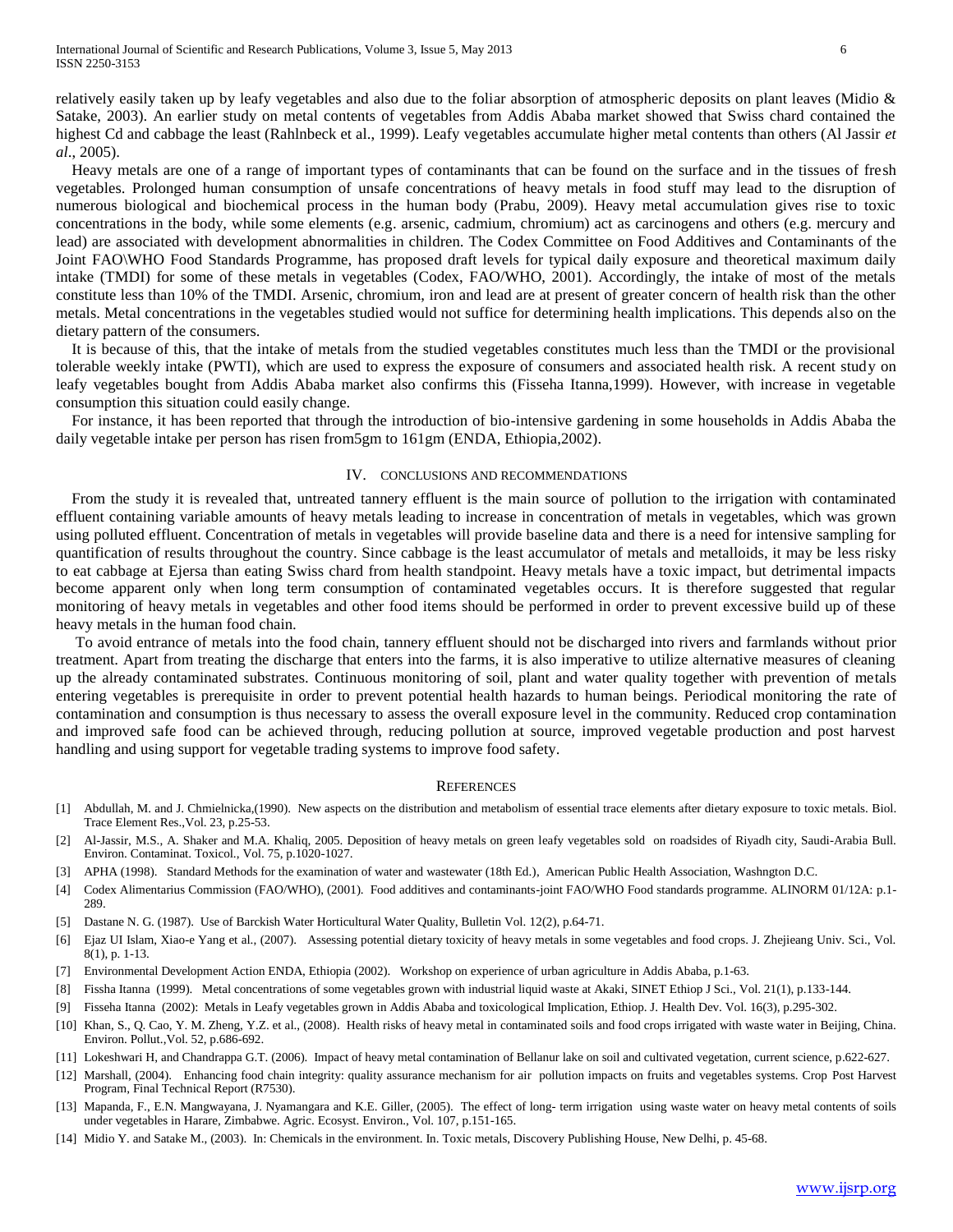relatively easily taken up by leafy vegetables and also due to the foliar absorption of atmospheric deposits on plant leaves (Midio & Satake, 2003). An earlier study on metal contents of vegetables from Addis Ababa market showed that Swiss chard contained the highest Cd and cabbage the least (Rahlnbeck et al., 1999). Leafy vegetables accumulate higher metal contents than others (Al Jassir *et al*., 2005).

Heavy metals are one of a range of important types of contaminants that can be found on the surface and in the tissues of fresh vegetables. Prolonged human consumption of unsafe concentrations of heavy metals in food stuff may lead to the disruption of numerous biological and biochemical process in the human body (Prabu, 2009). Heavy metal accumulation gives rise to toxic concentrations in the body, while some elements (e.g. arsenic, cadmium, chromium) act as carcinogens and others (e.g. mercury and lead) are associated with development abnormalities in children. The Codex Committee on Food Additives and Contaminants of the Joint FAO\WHO Food Standards Programme, has proposed draft levels for typical daily exposure and theoretical maximum daily intake (TMDI) for some of these metals in vegetables (Codex, FAO/WHO, 2001). Accordingly, the intake of most of the metals constitute less than 10% of the TMDI. Arsenic, chromium, iron and lead are at present of greater concern of health risk than the other metals. Metal concentrations in the vegetables studied would not suffice for determining health implications. This depends also on the dietary pattern of the consumers.

It is because of this, that the intake of metals from the studied vegetables constitutes much less than the TMDI or the provisional tolerable weekly intake (PWTI), which are used to express the exposure of consumers and associated health risk. A recent study on leafy vegetables bought from Addis Ababa market also confirms this (Fisseha Itanna,1999). However, with increase in vegetable consumption this situation could easily change.

For instance, it has been reported that through the introduction of bio-intensive gardening in some households in Addis Ababa the daily vegetable intake per person has risen from5gm to 161gm (ENDA, Ethiopia,2002).

## IV. Conclusions and Recommendations

From the study it is revealed that, untreated tannery effluent is the main source of pollution to the irrigation with contaminated effluent containing variable amounts of heavy metals leading to increase in concentration of metals in vegetables, which was grown using polluted effluent. Concentration of metals in vegetables will provide baseline data and there is a need for intensive sampling for quantification of results throughout the country. Since cabbage is the least accumulator of metals and metalloids, it may be less risky to eat cabbage at Ejersa than eating Swiss chard from health standpoint. Heavy metals have a toxic impact, but detrimental impacts become apparent only when long term consumption of contaminated vegetables occurs. It is therefore suggested that regular monitoring of heavy metals in vegetables and other food items should be performed in order to prevent excessive build up of these heavy metals in the human food chain.

To avoid entrance of metals into the food chain, tannery effluent should not be discharged into rivers and farmlands without prior treatment. Apart from treating the discharge that enters into the farms, it is also imperative to utilize alternative measures of cleaning up the already contaminated substrates. Continuous monitoring of soil, plant and water quality together with prevention of metals entering vegetables is prerequisite in order to prevent potential health hazards to human beings. Periodical monitoring the rate of contamination and consumption is thus necessary to assess the overall exposure level in the community. Reduced crop contamination and improved safe food can be achieved through, reducing pollution at source, improved vegetable production and post harvest handling and using support for vegetable trading systems to improve food safety.

## References

[1] Abdullah, M. and J. Chmielnicka,(1990). New aspects on the distribution and metabolism of essential trace elements after dietary exposure to toxic metals. Biol. Trace Element Res.,Vol. 23, p.25-53.

[2] Al-Jassir, M.S., A. Shaker and M.A. Khaliq, 2005. Deposition of heavy metals on green leafy vegetables sold on roadsides of Riyadh city, Saudi-Arabia Bull. Environ. Contaminat. Toxicol., Vol. 75, p.1020-1027.

[3] APHA (1998). Standard Methods for the examination of water and wastewater (18th Ed.), American Public Health Association, Washngton D.C.

[4] Codex Alimentarius Commission (FAO/WHO), (2001). Food additives and contaminants-joint FAO/WHO Food standards programme. ALINORM 01/12A: p.1-289.

[5] Dastane N. G. (1987). Use of Barckish Water Horticultural Water Quality, Bulletin Vol. 12(2), p.64-71.

[6] Ejaz Ul Islam, Xiao-e Yang et al., (2007). Assessing potential dietary toxicity of heavy metals in some vegetables and food crops. J. Zhejieang Univ. Sci., Vol. 8(1), p. 1-13.

[7] Environmental Development Action ENDA, Ethiopia (2002). Workshop on experience of urban agriculture in Addis Ababa, p.1-63.

[8] Fissha Itanna (1999). Metal concentrations of some vegetables grown with industrial liquid waste at Akaki, SINET Ethiop J Sci., Vol. 21(1), p.133-144.

[9] Fisseha Itanna (2002): Metals in Leafy vegetables grown in Addis Ababa and toxicological Implication, Ethiop. J. Health Dev. Vol. 16(3), p.295-302.

[10] Khan, S., Q. Cao, Y. M. Zheng, Y.Z. et al., (2008). Health risks of heavy metal in contaminated soils and food crops irrigated with waste water in Beijing, China. Environ. Pollut.,Vol. 52, p.686-692.

[11] Lokeshwari H, and Chandrappa G.T. (2006). Impact of heavy metal contamination of Bellanur lake on soil and cultivated vegetation, current science, p.622-627.

[12] Marshall, (2004). Enhancing food chain integrity: quality assurance mechanism for air pollution impacts on fruits and vegetables systems. Crop Post Harvest Program, Final Technical Report (R7530).

[13] Mapanda, F., E.N. Mangwayana, J. Nyamangara and K.E. Giller, (2005). The effect of long- term irrigation using waste water on heavy metal contents of soils under vegetables in Harare, Zimbabwe. Agric. Ecosyst. Environ., Vol. 107, p.151-165.

[14] Midio Y. and Satake M., (2003). In: Chemicals in the environment. In. Toxic metals, Discovery Publishing House, New Delhi, p. 45-68.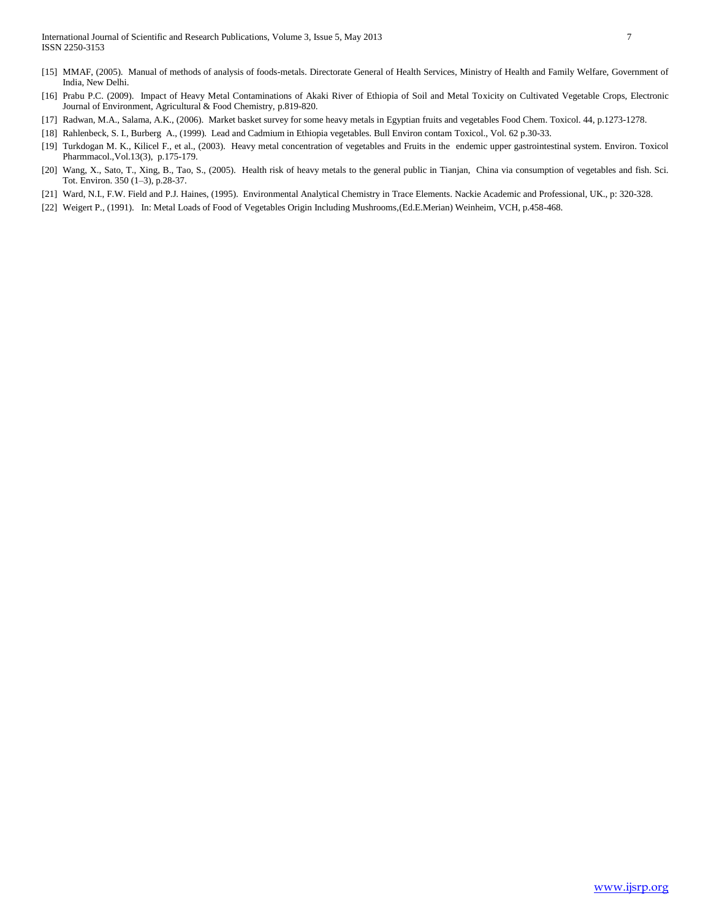[15] MMAF, (2005). Manual of methods of analysis of foods-metals. Directorate General of Health Services, Ministry of Health and Family Welfare, Government of India, New Delhi.

[16] Prabu P.C. (2009). Impact of Heavy Metal Contaminations of Akaki River of Ethiopia of Soil and Metal Toxicity on Cultivated Vegetable Crops, Electronic Journal of Environment, Agricultural & Food Chemistry, p.819-820.

[17] Radwan, M.A., Salama, A.K., (2006). Market basket survey for some heavy metals in Egyptian fruits and vegetables Food Chem. Toxicol. 44, p.1273-1278.

[18] Rahlenbeck, S. I., Burberg A., (1999). Lead and Cadmium in Ethiopia vegetables. Bull Environ contam Toxicol., Vol. 62 p.30-33.

[19] Turkdogan M. K., Kilicel F., et al., (2003). Heavy metal concentration of vegetables and Fruits in the endemic upper gastrointestinal system. Environ. Toxicol Pharmmacol.,Vol.13(3), p.175-179.

[20] Wang, X., Sato, T., Xing, B., Tao, S., (2005). Health risk of heavy metals to the general public in Tianjan, China via consumption of vegetables and fish. Sci. Tot. Environ. 350 (1–3), p.28-37.

[21] Ward, N.I., F.W. Field and P.J. Haines, (1995). Environmental Analytical Chemistry in Trace Elements. Nackie Academic and Professional, UK., p: 320-328.

[22] Weigert P., (1991). In: Metal Loads of Food of Vegetables Origin Including Mushrooms,(Ed.E.Merian) Weinheim, VCH, p.458-468.